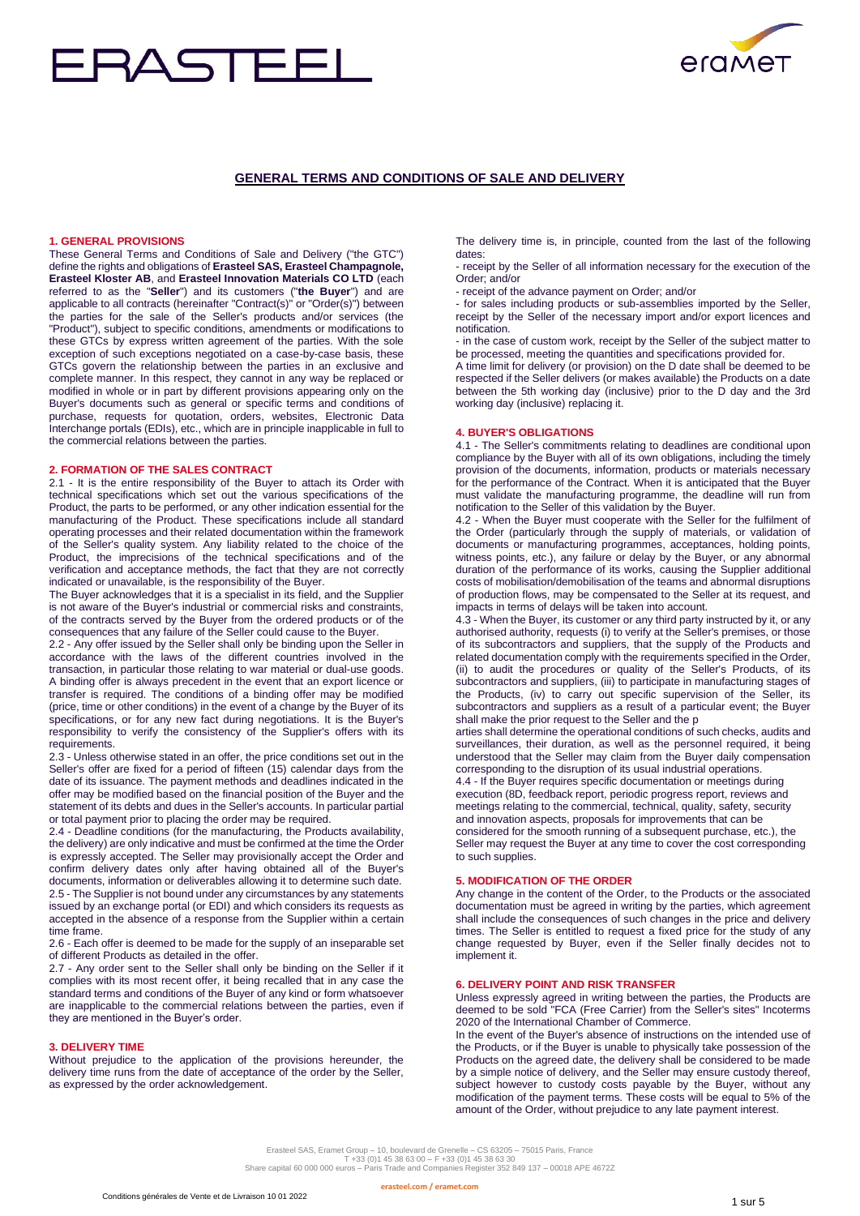# GENERAL TERMS AND CONDITIONS OF SALE AND DELIVERY

## 1. GENERAL PROVISIONS

These General Terms and Conditions of Sale and Delivery ("the GTC") define the rights and obligations of **Erasteel SAS, Erasteel Champagnole, Erasteel Kloster AB**, and **Erasteel Innovation Materials CO LTD** (each referred to as the "**Seller**") and its customers ("**the Buyer**") and are applicable to all contracts (hereinafter "Contract(s)" or "Order(s)") between the parties for the sale of the Seller's products and/or services (the "Product"), subject to specific conditions, amendments or modifications to these GTCs by express written agreement of the parties. With the sole exception of such exceptions negotiated on a case-by-case basis, these GTCs govern the relationship between the parties in an exclusive and complete manner. In this respect, they cannot in any way be replaced or modified in whole or in part by different provisions appearing only on the Buyer's documents such as general or specific terms and conditions of purchase, requests for quotation, orders, websites, Electronic Data Interchange portals (EDIs), etc., which are in principle inapplicable in full to the commercial relations between the parties.

## 2. FORMATION OF THE SALES CONTRACT

2.1 - It is the entire responsibility of the Buyer to attach its Order with technical specifications which set out the various specifications of the Product, the parts to be performed, or any other indication essential for the manufacturing of the Product. These specifications include all standard operating processes and their related documentation within the framework of the Seller's quality system. Any liability related to the choice of the Product, the imprecisions of the technical specifications and of the verification and acceptance methods, the fact that they are not correctly indicated or unavailable, is the responsibility of the Buyer.

The Buyer acknowledges that it is a specialist in its field, and the Supplier is not aware of the Buyer's industrial or commercial risks and constraints, of the contracts served by the Buyer from the ordered products or of the consequences that any failure of the Seller could cause to the Buyer.

2.2 - Any offer issued by the Seller shall only be binding upon the Seller in accordance with the laws of the different countries involved in the transaction, in particular those relating to war material or dual-use goods. A binding offer is always precedent in the event that an export licence or transfer is required. The conditions of a binding offer may be modified (price, time or other conditions) in the event of a change by the Buyer of its specifications, or for any new fact during negotiations. It is the Buyer's responsibility to verify the consistency of the Supplier's offers with its requirements.

2.3 - Unless otherwise stated in an offer, the price conditions set out in the Seller's offer are fixed for a period of fifteen (15) calendar days from the date of its issuance. The payment methods and deadlines indicated in the offer may be modified based on the financial position of the Buyer and the statement of its debts and dues in the Seller's accounts. In particular partial or total payment prior to placing the order may be required.

2.4 - Deadline conditions (for the manufacturing, the Products availability, the delivery) are only indicative and must be confirmed at the time the Order is expressly accepted. The Seller may provisionally accept the Order and confirm delivery dates only after having obtained all of the Buyer's documents, information or deliverables allowing it to determine such date.

2.5 - The Supplier is not bound under any circumstances by any statements issued by an exchange portal (or EDI) and which considers its requests as accepted in the absence of a response from the Supplier within a certain time frame.

2.6 - Each offer is deemed to be made for the supply of an inseparable set of different Products as detailed in the offer.

2.7 - Any order sent to the Seller shall only be binding on the Seller if it complies with its most recent offer, it being recalled that in any case the standard terms and conditions of the Buyer of any kind or form whatsoever are inapplicable to the commercial relations between the parties, even if they are mentioned in the Buyer's order.

## 3. DELIVERY TIME

Without prejudice to the application of the provisions hereunder, the delivery time runs from the date of acceptance of the order by the Seller, as expressed by the order acknowledgement.

The delivery time is, in principle, counted from the last of the following dates:

- receipt by the Seller of all information necessary for the execution of the Order; and/or
- receipt of the advance payment on Order; and/or
- for sales including products or sub-assemblies imported by the Seller, receipt by the Seller of the necessary import and/or export licences and notification.
- in the case of custom work, receipt by the Seller of the subject matter to be processed, meeting the quantities and specifications provided for.

A time limit for delivery (or provision) on the D date shall be deemed to be respected if the Seller delivers (or makes available) the Products on a date between the 5th working day (inclusive) prior to the D day and the 3rd working day (inclusive) replacing it.

## 4. BUYER'S OBLIGATIONS

4.1 - The Seller's commitments relating to deadlines are conditional upon compliance by the Buyer with all of its own obligations, including the timely provision of the documents, information, products or materials necessary for the performance of the Contract. When it is anticipated that the Buyer must validate the manufacturing programme, the deadline will run from notification to the Seller of this validation by the Buyer.

4.2 - When the Buyer must cooperate with the Seller for the fulfilment of the Order (particularly through the supply of materials, or validation of documents or manufacturing programmes, acceptances, holding points, witness points, etc.), any failure or delay by the Buyer, or any abnormal duration of the performance of its works, causing the Supplier additional costs of mobilisation/demobilisation of the teams and abnormal disruptions of production flows, may be compensated to the Seller at its request, and impacts in terms of delays will be taken into account.

4.3 - When the Buyer, its customer or any third party instructed by it, or any authorised authority, requests (i) to verify at the Seller's premises, or those of its subcontractors and suppliers, that the supply of the Products and related documentation comply with the requirements specified in the Order, (ii) to audit the procedures or quality of the Seller's Products, of its subcontractors and suppliers, (iii) to participate in manufacturing stages of the Products, (iv) to carry out specific supervision of the Seller, its subcontractors and suppliers as a result of a particular event; the Buyer shall make the prior request to the Seller and the parties shall determine the operational conditions of such checks, audits and surveillances, their duration, as well as the personnel required, it being understood that the Seller may claim from the Buyer daily compensation corresponding to the disruption of its usual industrial operations.

4.4 - If the Buyer requires specific documentation or meetings during execution (8D, feedback report, periodic progress report, reviews and meetings relating to the commercial, technical, quality, safety, security and innovation aspects, proposals for improvements that can be considered for the smooth running of a subsequent purchase, etc.), the Seller may request the Buyer at any time to cover the cost corresponding to such supplies.

## 5. MODIFICATION OF THE ORDER

Any change in the content of the Order, to the Products or the associated documentation must be agreed in writing by the parties, which agreement shall include the consequences of such changes in the price and delivery times. The Seller is entitled to request a fixed price for the study of any change requested by Buyer, even if the Seller finally decides not to implement it.

## 6. DELIVERY POINT AND RISK TRANSFER

Unless expressly agreed in writing between the parties, the Products are deemed to be sold "FCA (Free Carrier) from the Seller's sites" Incoterms 2020 of the International Chamber of Commerce.

In the event of the Buyer's absence of instructions on the intended use of the Products, or if the Buyer is unable to physically take possession of the Products on the agreed date, the delivery shall be considered to be made by a simple notice of delivery, and the Seller may ensure custody thereof, subject however to custody costs payable by the Buyer, without any modification of the payment terms. These costs will be equal to 5% of the amount of the Order, without prejudice to any late payment interest.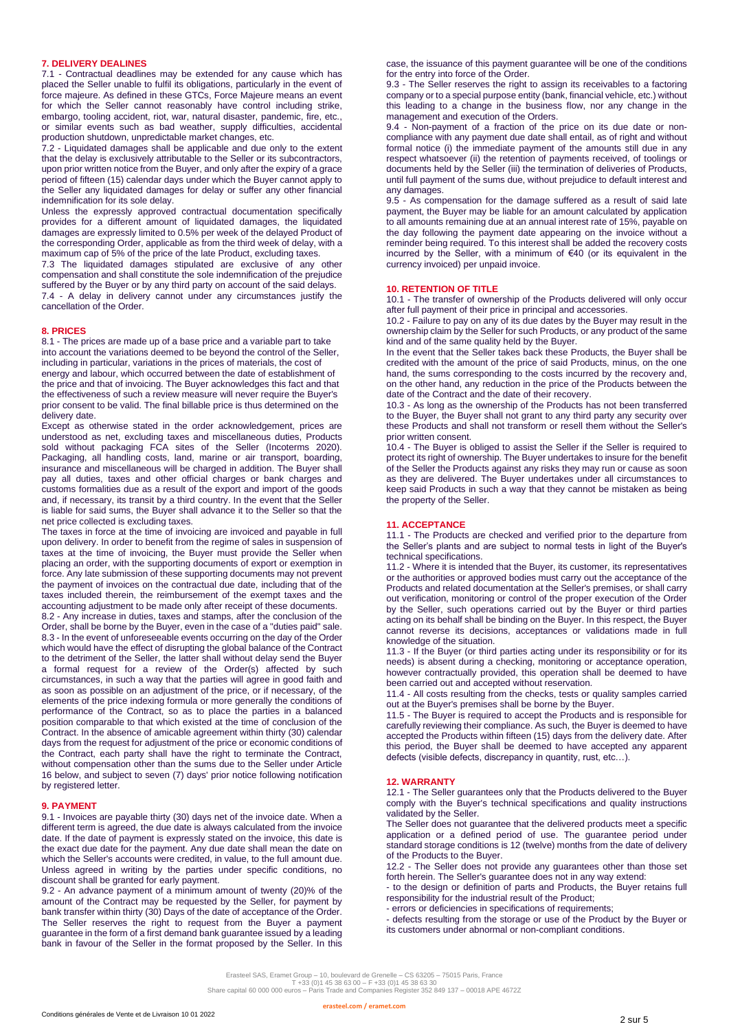## 7. DELIVERY DEALINES

7.1 - Contractual deadlines may be extended for any cause which has placed the Seller unable to fulfil its obligations, particularly in the event of force majeure. As defined in these GTCs, Force Majeure means an event for which the Seller cannot reasonably have control including strike, embargo, tooling accident, riot, war, natural disaster, pandemic, fire, etc., or similar events such as bad weather, supply difficulties, accidental production shutdown, unpredictable market changes, etc.

7.2 - Liquidated damages shall be applicable and due only to the extent that the delay is exclusively attributable to the Seller or its subcontractors, upon prior written notice from the Buyer, and only after the expiry of a grace period of fifteen (15) calendar days under which the Buyer cannot apply to the Seller any liquidated damages for delay or suffer any other financial indemnification for its sole delay.

Unless the expressly approved contractual documentation specifically provides for a different amount of liquidated damages, the liquidated damages are expressly limited to 0.5% per week of the delayed Product of the corresponding Order, applicable as from the third week of delay, with a maximum cap of 5% of the price of the late Product, excluding taxes.

7.3 The liquidated damages stipulated are exclusive of any other compensation and shall constitute the sole indemnification of the prejudice suffered by the Buyer or by any third party on account of the said delays.

7.4 - A delay in delivery cannot under any circumstances justify the cancellation of the Order.

## 8. PRICES

8.1 - The prices are made up of a base price and a variable part to take into account the variations deemed to be beyond the control of the Seller, including in particular, variations in the prices of materials, the cost of energy and labour, which occurred between the date of establishment of the price and that of invoicing. The Buyer acknowledges this fact and that the effectiveness of such a review measure will never require the Buyer's prior consent to be valid. The final billable price is thus determined on the delivery date.

Except as otherwise stated in the order acknowledgement, prices are understood as net, excluding taxes and miscellaneous duties, Products sold without packaging FCA sites of the Seller (Incoterms 2020). Packaging, all handling costs, land, marine or air transport, boarding, insurance and miscellaneous will be charged in addition. The Buyer shall pay all duties, taxes and other official charges or bank charges and customs formalities due as a result of the export and import of the goods and, if necessary, its transit by a third country. In the event that the Seller is liable for said sums, the Buyer shall advance it to the Seller so that the net price collected is excluding taxes.

The taxes in force at the time of invoicing are invoiced and payable in full upon delivery. In order to benefit from the regime of sales in suspension of taxes at the time of invoicing, the Buyer must provide the Seller when placing an order, with the supporting documents of export or exemption in force. Any late submission of these supporting documents may not prevent the payment of invoices on the contractual due date, including that of the taxes included therein, the reimbursement of the exempt taxes and the accounting adjustment to be made only after receipt of these documents.

8.2 - Any increase in duties, taxes and stamps, after the conclusion of the Order, shall be borne by the Buyer, even in the case of a "duties paid" sale.

8.3 - In the event of unforeseeable events occurring on the day of the Order which would have the effect of disrupting the global balance of the Contract to the detriment of the Seller, the latter shall without delay send the Buyer a formal request for a review of the Order(s) affected by such circumstances, in such a way that the parties will agree in good faith and as soon as possible on an adjustment of the price, or if necessary, of the elements of the price indexing formula or more generally the conditions of performance of the Contract, so as to place the parties in a balanced position comparable to that which existed at the time of conclusion of the Contract. In the absence of amicable agreement within thirty (30) calendar days from the request for adjustment of the price or economic conditions of the Contract, each party shall have the right to terminate the Contract, without compensation other than the sums due to the Seller under Article 16 below, and subject to seven (7) days' prior notice following notification by registered letter.

## 9. PAYMENT

9.1 - Invoices are payable thirty (30) days net of the invoice date. When a different term is agreed, the due date is always calculated from the invoice date. If the date of payment is expressly stated on the invoice, this date is the exact due date for the payment. Any due date shall mean the date on which the Seller's accounts were credited, in value, to the full amount due. Unless agreed in writing by the parties under specific conditions, no discount shall be granted for early payment.

9.2 - An advance payment of a minimum amount of twenty (20)% of the amount of the Contract may be requested by the Seller, for payment by bank transfer within thirty (30) Days of the date of acceptance of the Order. The Seller reserves the right to request from the Buyer a payment guarantee in the form of a first demand bank guarantee issued by a leading bank in favour of the Seller in the format proposed by the Seller. In this case, the issuance of this payment guarantee will be one of the conditions for the entry into force of the Order.

9.3 - The Seller reserves the right to assign its receivables to a factoring company or to a special purpose entity (bank, financial vehicle, etc.) without this leading to a change in the business flow, nor any change in the management and execution of the Orders.

9.4 - Non-payment of a fraction of the price on its due date or non-compliance with any payment due date shall entail, as of right and without formal notice (i) the immediate payment of the amounts still due in any respect whatsoever (ii) the retention of payments received, of toolings or documents held by the Seller (iii) the termination of deliveries of Products, until full payment of the sums due, without prejudice to default interest and any damages.

9.5 - As compensation for the damage suffered as a result of said late payment, the Buyer may be liable for an amount calculated by application to all amounts remaining due at an annual interest rate of 15%, payable on the day following the payment date appearing on the invoice without a reminder being required. To this interest shall be added the recovery costs incurred by the Seller, with a minimum of €40 (or its equivalent in the currency invoiced) per unpaid invoice.

## 10. RETENTION OF TITLE

10.1 - The transfer of ownership of the Products delivered will only occur after full payment of their price in principal and accessories.

10.2 - Failure to pay on any of its due dates by the Buyer may result in the ownership claim by the Seller for such Products, or any product of the same kind and of the same quality held by the Buyer.

In the event that the Seller takes back these Products, the Buyer shall be credited with the amount of the price of said Products, minus, on the one hand, the sums corresponding to the costs incurred by the recovery and, on the other hand, any reduction in the price of the Products between the date of the Contract and the date of their recovery.

10.3 - As long as the ownership of the Products has not been transferred to the Buyer, the Buyer shall not grant to any third party any security over these Products and shall not transform or resell them without the Seller's prior written consent.

10.4 - The Buyer is obliged to assist the Seller if the Seller is required to protect its right of ownership. The Buyer undertakes to insure for the benefit of the Seller the Products against any risks they may run or cause as soon as they are delivered. The Buyer undertakes under all circumstances to keep said Products in such a way that they cannot be mistaken as being the property of the Seller.

## 11. ACCEPTANCE

11.1 - The Products are checked and verified prior to the departure from the Seller's plants and are subject to normal tests in light of the Buyer's technical specifications.

11.2 - Where it is intended that the Buyer, its customer, its representatives or the authorities or approved bodies must carry out the acceptance of the Products and related documentation at the Seller's premises, or shall carry out verification, monitoring or control of the proper execution of the Order by the Seller, such operations carried out by the Buyer or third parties acting on its behalf shall be binding on the Buyer. In this respect, the Buyer cannot reverse its decisions, acceptances or validations made in full knowledge of the situation.

11.3 - If the Buyer (or third parties acting under its responsibility or for its needs) is absent during a checking, monitoring or acceptance operation, however contractually provided, this operation shall be deemed to have been carried out and accepted without reservation.

11.4 - All costs resulting from the checks, tests or quality samples carried out at the Buyer's premises shall be borne by the Buyer.

11.5 - The Buyer is required to accept the Products and is responsible for carefully reviewing their compliance. As such, the Buyer is deemed to have accepted the Products within fifteen (15) days from the delivery date. After this period, the Buyer shall be deemed to have accepted any apparent defects (visible defects, discrepancy in quantity, rust, etc…).

## 12. WARRANTY

12.1 - The Seller guarantees only that the Products delivered to the Buyer comply with the Buyer's technical specifications and quality instructions validated by the Seller.

The Seller does not guarantee that the delivered products meet a specific application or a defined period of use. The guarantee period under standard storage conditions is 12 (twelve) months from the date of delivery of the Products to the Buyer.

12.2 - The Seller does not provide any guarantees other than those set forth herein. The Seller's guarantee does not in any way extend:

- to the design or definition of parts and Products, the Buyer retains full responsibility for the industrial result of the Product;
- errors or deficiencies in specifications of requirements;
- defects resulting from the storage or use of the Product by the Buyer or its customers under abnormal or non-compliant conditions.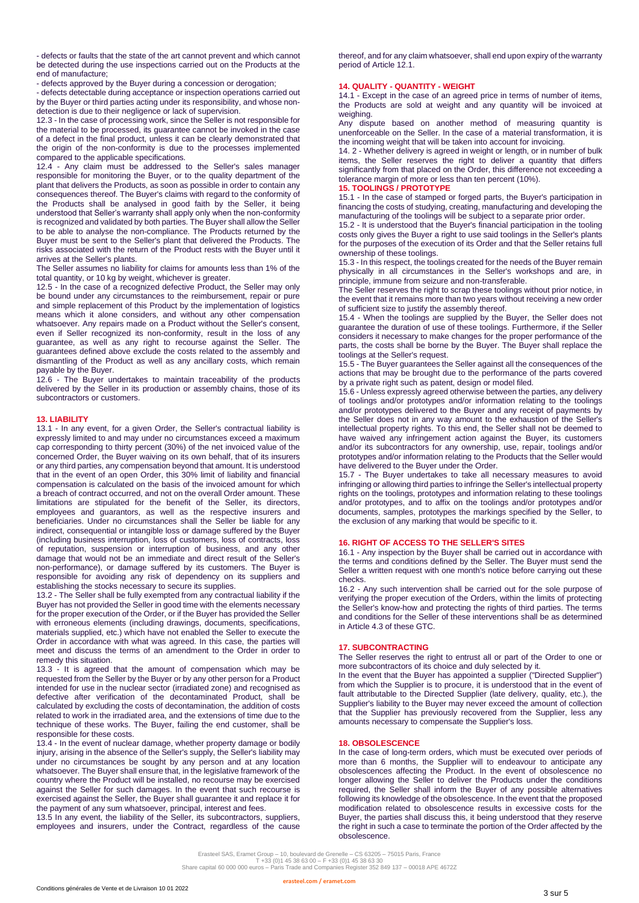- defects or faults that the state of the art cannot prevent and which cannot be detected during the use inspections carried out on the Products at the end of manufacture;

- defects approved by the Buyer during a concession or derogation;

- defects detectable during acceptance or inspection operations carried out by the Buyer or third parties acting under its responsibility, and whose non-detection is due to their negligence or lack of supervision.

12.3 - In the case of processing work, since the Seller is not responsible for the material to be processed, its guarantee cannot be invoked in the case of a defect in the final product, unless it can be clearly demonstrated that the origin of the non-conformity is due to the processes implemented compared to the applicable specifications.

12.4 - Any claim must be addressed to the Seller's sales manager responsible for monitoring the Buyer, or to the quality department of the plant that delivers the Products, as soon as possible in order to contain any consequences thereof. The Buyer's claims with regard to the conformity of the Products shall be analysed in good faith by the Seller, it being understood that Seller's warranty shall apply only when the non-conformity is recognized and validated by both parties. The Buyer shall allow the Seller to be able to analyse the non-compliance. The Products returned by the Buyer must be sent to the Seller's plant that delivered the Products. The risks associated with the return of the Product rests with the Buyer until it arrives at the Seller's plants.

The Seller assumes no liability for claims for amounts less than 1% of the total quantity, or 10 kg by weight, whichever is greater.

12.5 - In the case of a recognized defective Product, the Seller may only be bound under any circumstances to the reimbursement, repair or pure and simple replacement of this Product by the implementation of logistics means which it alone considers, and without any other compensation whatsoever. Any repairs made on a Product without the Seller's consent, even if Seller recognized its non-conformity, result in the loss of any guarantee, as well as any right to recourse against the Seller. The guarantees defined above exclude the costs related to the assembly and dismantling of the Product as well as any ancillary costs, which remain payable by the Buyer.

12.6 - The Buyer undertakes to maintain traceability of the products delivered by the Seller in its production or assembly chains, those of its subcontractors or customers.

## 13. LIABILITY

13.1 - In any event, for a given Order, the Seller's contractual liability is expressly limited to and may under no circumstances exceed a maximum cap corresponding to thirty percent (30%) of the net invoiced value of the concerned Order, the Buyer waiving on its own behalf, that of its insurers or any third parties, any compensation beyond that amount. It is understood that in the event of an open Order, this 30% limit of liability and financial compensation is calculated on the basis of the invoiced amount for which a breach of contract occurred, and not on the overall Order amount. These limitations are stipulated for the benefit of the Seller, its directors, employees and guarantors, as well as the respective insurers and beneficiaries. Under no circumstances shall the Seller be liable for any indirect, consequential or intangible loss or damage suffered by the Buyer (including business interruption, loss of customers, loss of contracts, loss of reputation, suspension or interruption of business, and any other damage that would not be an immediate and direct result of the Seller's non-performance), or damage suffered by its customers. The Buyer is responsible for avoiding any risk of dependency on its suppliers and establishing the stocks necessary to secure its supplies.

13.2 - The Seller shall be fully exempted from any contractual liability if the Buyer has not provided the Seller in good time with the elements necessary for the proper execution of the Order, or if the Buyer has provided the Seller with erroneous elements (including drawings, documents, specifications, materials supplied, etc.) which have not enabled the Seller to execute the Order in accordance with what was agreed. In this case, the parties will meet and discuss the terms of an amendment to the Order in order to remedy this situation.

13.3 - It is agreed that the amount of compensation which may be requested from the Seller by the Buyer or by any other person for a Product intended for use in the nuclear sector (irradiated zone) and recognised as defective after verification of the decontaminated Product, shall be calculated by excluding the costs of decontamination, the addition of costs related to work in the irradiated area, and the extensions of time due to the technique of these works. The Buyer, failing the end customer, shall be responsible for these costs.

13.4 - In the event of nuclear damage, whether property damage or bodily injury, arising in the absence of the Seller's supply, the Seller's liability may under no circumstances be sought by any person and at any location whatsoever. The Buyer shall ensure that, in the legislative framework of the country where the Product will be installed, no recourse may be exercised against the Seller for such damages. In the event that such recourse is exercised against the Seller, the Buyer shall guarantee it and replace it for the payment of any sum whatsoever, principal, interest and fees.

13.5 In any event, the liability of the Seller, its subcontractors, suppliers, employees and insurers, under the Contract, regardless of the cause thereof, and for any claim whatsoever, shall end upon expiry of the warranty period of Article 12.1.

## 14. QUALITY - QUANTITY - WEIGHT

14.1 - Except in the case of an agreed price in terms of number of items, the Products are sold at weight and any quantity will be invoiced at weighing.

Any dispute based on another method of measuring quantity is unenforceable on the Seller. In the case of a material transformation, it is the incoming weight that will be taken into account for invoicing.

14. 2 - Whether delivery is agreed in weight or length, or in number of bulk items, the Seller reserves the right to deliver a quantity that differs significantly from that placed on the Order, this difference not exceeding a tolerance margin of more or less than ten percent (10%).

## 15. TOOLINGS / PROTOTYPE

15.1 - In the case of stamped or forged parts, the Buyer's participation in financing the costs of studying, creating, manufacturing and developing the manufacturing of the toolings will be subject to a separate prior order.

15.2 - It is understood that the Buyer's financial participation in the tooling costs only gives the Buyer a right to use said toolings in the Seller's plants for the purposes of the execution of its Order and that the Seller retains full ownership of these toolings.

15.3 - In this respect, the toolings created for the needs of the Buyer remain physically in all circumstances in the Seller's workshops and are, in principle, immune from seizure and non-transferable.

The Seller reserves the right to scrap these toolings without prior notice, in the event that it remains more than two years without receiving a new order of sufficient size to justify the assembly thereof.

15.4 - When the toolings are supplied by the Buyer, the Seller does not guarantee the duration of use of these toolings. Furthermore, if the Seller considers it necessary to make changes for the proper performance of the parts, the costs shall be borne by the Buyer. The Buyer shall replace the toolings at the Seller's request.

15.5 - The Buyer guarantees the Seller against all the consequences of the actions that may be brought due to the performance of the parts covered by a private right such as patent, design or model filed.

15.6 - Unless expressly agreed otherwise between the parties, any delivery of toolings and/or prototypes and/or information relating to the toolings and/or prototypes delivered to the Buyer and any receipt of payments by the Seller does not in any way amount to the exhaustion of the Seller's intellectual property rights. To this end, the Seller shall not be deemed to have waived any infringement action against the Buyer, its customers and/or its subcontractors for any ownership, use, repair, toolings and/or prototypes and/or information relating to the Products that the Seller would have delivered to the Buyer under the Order.

15.7 - The Buyer undertakes to take all necessary measures to avoid infringing or allowing third parties to infringe the Seller's intellectual property rights on the toolings, prototypes and information relating to these toolings and/or prototypes, and to affix on the toolings and/or prototypes and/or documents, samples, prototypes the markings specified by the Seller, to the exclusion of any marking that would be specific to it.

## 16. RIGHT OF ACCESS TO THE SELLER'S SITES

16.1 - Any inspection by the Buyer shall be carried out in accordance with the terms and conditions defined by the Seller. The Buyer must send the Seller a written request with one month's notice before carrying out these checks.

16.2 - Any such intervention shall be carried out for the sole purpose of verifying the proper execution of the Orders, within the limits of protecting the Seller's know-how and protecting the rights of third parties. The terms and conditions for the Seller of these interventions shall be as determined in Article 4.3 of these GTC.

## 17. SUBCONTRACTING

The Seller reserves the right to entrust all or part of the Order to one or more subcontractors of its choice and duly selected by it.

In the event that the Buyer has appointed a supplier ("Directed Supplier") from which the Supplier is to procure, it is understood that in the event of fault attributable to the Directed Supplier (late delivery, quality, etc.), the Supplier's liability to the Buyer may never exceed the amount of collection that the Supplier has previously recovered from the Supplier, less any amounts necessary to compensate the Supplier's loss.

## 18. OBSOLESCENCE

In the case of long-term orders, which must be executed over periods of more than 6 months, the Supplier will to endeavour to anticipate any obsolescences affecting the Product. In the event of obsolescence no longer allowing the Seller to deliver the Products under the conditions required, the Seller shall inform the Buyer of any possible alternatives following its knowledge of the obsolescence. In the event that the proposed modification related to obsolescence results in excessive costs for the Buyer, the parties shall discuss this, it being understood that they reserve the right in such a case to terminate the portion of the Order affected by the obsolescence.

Erasteel SAS, Eramet Group – 10, boulevard de Grenelle – CS 63205 – 75015 Paris, France
T +33 (0)1 45 38 63 00 – F +33 (0)1 45 38 63 30
Share capital 60 000 000 euros – Paris Trade and Companies Register 352 849 137 – 00018 APE 4672Z

erasteel.com / eramet.com

Conditions générales de Vente et de Livraison 10 01 2022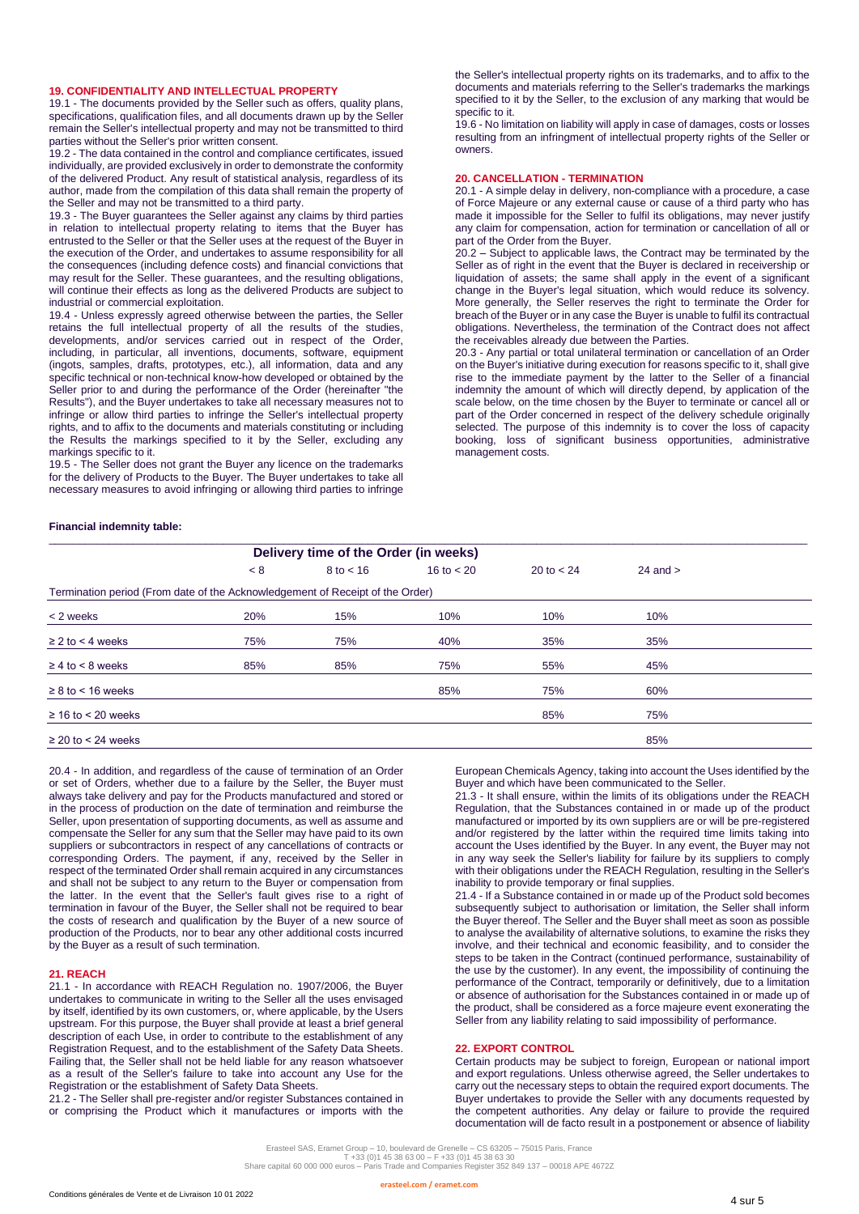## 19. CONFIDENTIALITY AND INTELLECTUAL PROPERTY

19.1 - The documents provided by the Seller such as offers, quality plans, specifications, qualification files, and all documents drawn up by the Seller remain the Seller's intellectual property and may not be transmitted to third parties without the Seller's prior written consent.

19.2 - The data contained in the control and compliance certificates, issued individually, are provided exclusively in order to demonstrate the conformity of the delivered Product. Any result of statistical analysis, regardless of its author, made from the compilation of this data shall remain the property of the Seller and may not be transmitted to a third party.

19.3 - The Buyer guarantees the Seller against any claims by third parties in relation to intellectual property relating to items that the Buyer has entrusted to the Seller or that the Seller uses at the request of the Buyer in the execution of the Order, and undertakes to assume responsibility for all the consequences (including defence costs) and financial convictions that may result for the Seller. These guarantees, and the resulting obligations, will continue their effects as long as the delivered Products are subject to industrial or commercial exploitation.

19.4 - Unless expressly agreed otherwise between the parties, the Seller retains the full intellectual property of all the results of the studies, developments, and/or services carried out in respect of the Order, including, in particular, all inventions, documents, software, equipment (ingots, samples, drafts, prototypes, etc.), all information, data and any specific technical or non-technical know-how developed or obtained by the Seller prior to and during the performance of the Order (hereinafter "the Results"), and the Buyer undertakes to take all necessary measures not to infringe or allow third parties to infringe the Seller's intellectual property rights, and to affix to the documents and materials constituting or including the Results the markings specified to it by the Seller, excluding any markings specific to it.

19.5 - The Seller does not grant the Buyer any licence on the trademarks for the delivery of Products to the Buyer. The Buyer undertakes to take all necessary measures to avoid infringing or allowing third parties to infringe the Seller's intellectual property rights on its trademarks, and to affix to the documents and materials referring to the Seller's trademarks the markings specified to it by the Seller, to the exclusion of any marking that would be specific to it.

19.6 - No limitation on liability will apply in case of damages, costs or losses resulting from an infringment of intellectual property rights of the Seller or owners.

## 20. CANCELLATION - TERMINATION

20.1 - A simple delay in delivery, non-compliance with a procedure, a case of Force Majeure or any external cause or cause of a third party who has made it impossible for the Seller to fulfil its obligations, may never justify any claim for compensation, action for termination or cancellation of all or part of the Order from the Buyer.

20.2 – Subject to applicable laws, the Contract may be terminated by the Seller as of right in the event that the Buyer is declared in receivership or liquidation of assets; the same shall apply in the event of a significant change in the Buyer's legal situation, which would reduce its solvency. More generally, the Seller reserves the right to terminate the Order for breach of the Buyer or in any case the Buyer is unable to fulfil its contractual obligations. Nevertheless, the termination of the Contract does not affect the receivables already due between the Parties.

20.3 - Any partial or total unilateral termination or cancellation of an Order on the Buyer's initiative during execution for reasons specific to it, shall give rise to the immediate payment by the latter to the Seller of a financial indemnity the amount of which will directly depend, by application of the scale below, on the time chosen by the Buyer to terminate or cancel all or part of the Order concerned in respect of the delivery schedule originally selected. The purpose of this indemnity is to cover the loss of capacity booking, loss of significant business opportunities, administrative management costs.

**Financial indemnity table:**

| | Delivery time of the Order (in weeks) | | | | |
|---|---|---|---|---|---|
| | < 8 | 8 to < 16 | 16 to < 20 | 20 to < 24 | 24 and > |
| Termination period (From date of the Acknowledgement of Receipt of the Order) | | | | | |
| < 2 weeks | 20% | 15% | 10% | 10% | 10% |
| ≥ 2 to < 4 weeks | 75% | 75% | 40% | 35% | 35% |
| ≥ 4 to < 8 weeks | 85% | 85% | 75% | 55% | 45% |
| ≥ 8 to < 16 weeks | | | 85% | 75% | 60% |
| ≥ 16 to < 20 weeks | | | | 85% | 75% |
| ≥ 20 to < 24 weeks | | | | | 85% |

20.4 - In addition, and regardless of the cause of termination of an Order or set of Orders, whether due to a failure by the Seller, the Buyer must always take delivery and pay for the Products manufactured and stored or in the process of production on the date of termination and reimburse the Seller, upon presentation of supporting documents, as well as assume and compensate the Seller for any sum that the Seller may have paid to its own suppliers or subcontractors in respect of any cancellations of contracts or corresponding Orders. The payment, if any, received by the Seller in respect of the terminated Order shall remain acquired in any circumstances and shall not be subject to any return to the Buyer or compensation from the latter. In the event that the Seller's fault gives rise to a right of termination in favour of the Buyer, the Seller shall not be required to bear the costs of research and qualification by the Buyer of a new source of production of the Products, nor to bear any other additional costs incurred by the Buyer as a result of such termination.

## 21. REACH

21.1 - In accordance with REACH Regulation no. 1907/2006, the Buyer undertakes to communicate in writing to the Seller all the uses envisaged by itself, identified by its own customers, or, where applicable, by the Users upstream. For this purpose, the Buyer shall provide at least a brief general description of each Use, in order to contribute to the establishment of any Registration Request, and to the establishment of the Safety Data Sheets. Failing that, the Seller shall not be held liable for any reason whatsoever as a result of the Seller's failure to take into account any Use for the Registration or the establishment of Safety Data Sheets.

21.2 - The Seller shall pre-register and/or register Substances contained in or comprising the Product which it manufactures or imports with the European Chemicals Agency, taking into account the Uses identified by the Buyer and which have been communicated to the Seller.

21.3 - It shall ensure, within the limits of its obligations under the REACH Regulation, that the Substances contained in or made up of the product manufactured or imported by its own suppliers are or will be pre-registered and/or registered by the latter within the required time limits taking into account the Uses identified by the Buyer. In any event, the Buyer may not in any way seek the Seller's liability for failure by its suppliers to comply with their obligations under the REACH Regulation, resulting in the Seller's inability to provide temporary or final supplies.

21.4 - If a Substance contained in or made up of the Product sold becomes subsequently subject to authorisation or limitation, the Seller shall inform the Buyer thereof. The Seller and the Buyer shall meet as soon as possible to analyse the availability of alternative solutions, to examine the risks they involve, and their technical and economic feasibility, and to consider the steps to be taken in the Contract (continued performance, sustainability of the use by the customer). In any event, the impossibility of continuing the performance of the Contract, temporarily or definitively, due to a limitation or absence of authorisation for the Substances contained in or made up of the product, shall be considered as a force majeure event exonerating the Seller from any liability relating to said impossibility of performance.

## 22. EXPORT CONTROL

Certain products may be subject to foreign, European or national import and export regulations. Unless otherwise agreed, the Seller undertakes to carry out the necessary steps to obtain the required export documents. The Buyer undertakes to provide the Seller with any documents requested by the competent authorities. Any delay or failure to provide the required documentation will de facto result in a postponement or absence of liability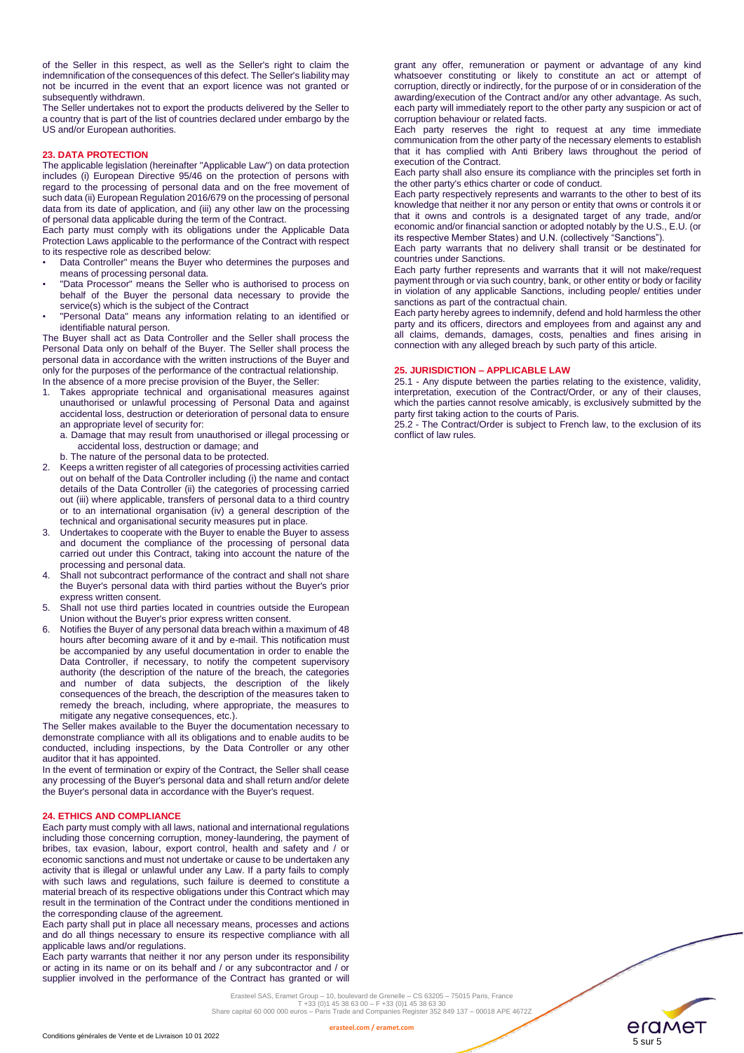of the Seller in this respect, as well as the Seller's right to claim the indemnification of the consequences of this defect. The Seller's liability may not be incurred in the event that an export licence was not granted or subsequently withdrawn.

The Seller undertakes not to export the products delivered by the Seller to a country that is part of the list of countries declared under embargo by the US and/or European authorities.

## 23. DATA PROTECTION

The applicable legislation (hereinafter "Applicable Law") on data protection includes (i) European Directive 95/46 on the protection of persons with regard to the processing of personal data and on the free movement of such data (ii) European Regulation 2016/679 on the processing of personal data from its date of application, and (iii) any other law on the processing of personal data applicable during the term of the Contract.

Each party must comply with its obligations under the Applicable Data Protection Laws applicable to the performance of the Contract with respect to its respective role as described below:

- Data Controller" means the Buyer who determines the purposes and means of processing personal data.
- "Data Processor" means the Seller who is authorised to process on behalf of the Buyer the personal data necessary to provide the service(s) which is the subject of the Contract
- "Personal Data" means any information relating to an identified or identifiable natural person.

The Buyer shall act as Data Controller and the Seller shall process the Personal Data only on behalf of the Buyer. The Seller shall process the personal data in accordance with the written instructions of the Buyer and only for the purposes of the performance of the contractual relationship.

In the absence of a more precise provision of the Buyer, the Seller:

1. Takes appropriate technical and organisational measures against unauthorised or unlawful processing of Personal Data and against accidental loss, destruction or deterioration of personal data to ensure an appropriate level of security for:
   a. Damage that may result from unauthorised or illegal processing or accidental loss, destruction or damage; and
   b. The nature of the personal data to be protected.
2. Keeps a written register of all categories of processing activities carried out on behalf of the Data Controller including (i) the name and contact details of the Data Controller (ii) the categories of processing carried out (iii) where applicable, transfers of personal data to a third country or to an international organisation (iv) a general description of the technical and organisational security measures put in place.
3. Undertakes to cooperate with the Buyer to enable the Buyer to assess and document the compliance of the processing of personal data carried out under this Contract, taking into account the nature of the processing and personal data.
4. Shall not subcontract performance of the contract and shall not share the Buyer's personal data with third parties without the Buyer's prior express written consent.
5. Shall not use third parties located in countries outside the European Union without the Buyer's prior express written consent.
6. Notifies the Buyer of any personal data breach within a maximum of 48 hours after becoming aware of it and by e-mail. This notification must be accompanied by any useful documentation in order to enable the Data Controller, if necessary, to notify the competent supervisory authority (the description of the nature of the breach, the categories and number of data subjects, the description of the likely consequences of the breach, the description of the measures taken to remedy the breach, including, where appropriate, the measures to mitigate any negative consequences, etc.).

The Seller makes available to the Buyer the documentation necessary to demonstrate compliance with all its obligations and to enable audits to be conducted, including inspections, by the Data Controller or any other auditor that it has appointed.

In the event of termination or expiry of the Contract, the Seller shall cease any processing of the Buyer's personal data and shall return and/or delete the Buyer's personal data in accordance with the Buyer's request.

## 24. ETHICS AND COMPLIANCE

Each party must comply with all laws, national and international regulations including those concerning corruption, money-laundering, the payment of bribes, tax evasion, labour, export control, health and safety and / or economic sanctions and must not undertake or cause to be undertaken any activity that is illegal or unlawful under any Law. If a party fails to comply with such laws and regulations, such failure is deemed to constitute a material breach of its respective obligations under this Contract which may result in the termination of the Contract under the conditions mentioned in the corresponding clause of the agreement.

Each party shall put in place all necessary means, processes and actions and do all things necessary to ensure its respective compliance with all applicable laws and/or regulations.

Each party warrants that neither it nor any person under its responsibility or acting in its name or on its behalf and / or any subcontractor and / or supplier involved in the performance of the Contract has granted or will grant any offer, remuneration or payment or advantage of any kind whatsoever constituting or likely to constitute an act or attempt of corruption, directly or indirectly, for the purpose of or in consideration of the awarding/execution of the Contract and/or any other advantage. As such, each party will immediately report to the other party any suspicion or act of corruption behaviour or related facts.

Each party reserves the right to request at any time immediate communication from the other party of the necessary elements to establish that it has complied with Anti Bribery laws throughout the period of execution of the Contract.

Each party shall also ensure its compliance with the principles set forth in the other party's ethics charter or code of conduct.

Each party respectively represents and warrants to the other to best of its knowledge that neither it nor any person or entity that owns or controls it or that it owns and controls is a designated target of any trade, and/or economic and/or financial sanction or adopted notably by the U.S., E.U. (or its respective Member States) and U.N. (collectively "Sanctions").

Each party warrants that no delivery shall transit or be destinated for countries under Sanctions.

Each party further represents and warrants that it will not make/request payment through or via such country, bank, or other entity or body or facility in violation of any applicable Sanctions, including people/ entities under sanctions as part of the contractual chain.

Each party hereby agrees to indemnify, defend and hold harmless the other party and its officers, directors and employees from and against any and all claims, demands, damages, costs, penalties and fines arising in connection with any alleged breach by such party of this article.

## 25. JURISDICTION – APPLICABLE LAW

25.1 - Any dispute between the parties relating to the existence, validity, interpretation, execution of the Contract/Order, or any of their clauses, which the parties cannot resolve amicably, is exclusively submitted by the party first taking action to the courts of Paris.

25.2 - The Contract/Order is subject to French law, to the exclusion of its conflict of law rules.

Erasteel SAS, Eramet Group – 10, boulevard de Grenelle – CS 63205 – 75015 Paris, France
T +33 (0)1 45 38 63 00 – F +33 (0)1 45 38 63 30
Share capital 60 000 000 euros – Paris Trade and Companies Register 352 849 137 – 00018 APE 4672Z

erasteel.com / eramet.com